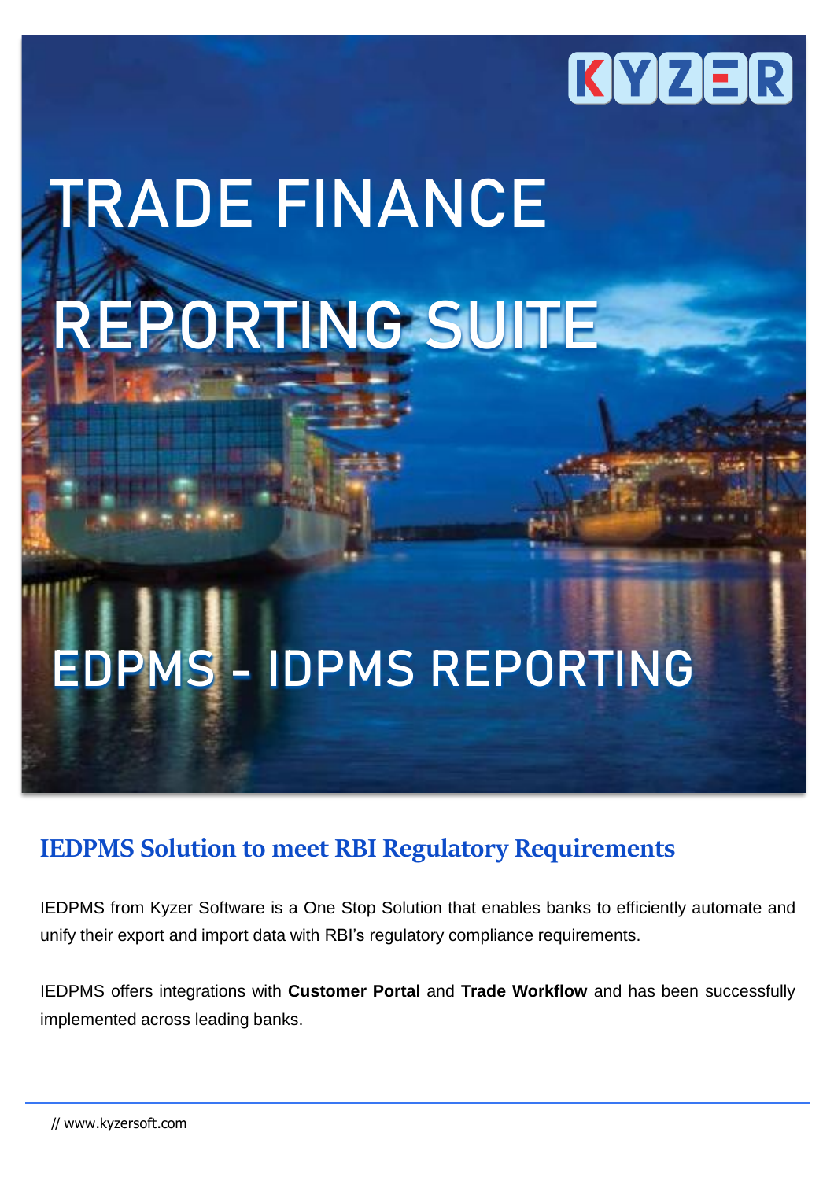KYZER

# TRADE FINANCE REPORTING SUITE

# EDPMS - IDPMS REPORTING

## IEDPMS Solution to meet RBI Regulatory Requirements

IEDPMS from Kyzer Software is a One Stop Solution that enables banks to efficiently automate and unify their export and import data with RBI's regulatory compliance requirements.

IEDPMS offers integrations with **Customer Portal** and **Trade Workflow** and has been successfully implemented across leading banks.

// www.kyzersoft.com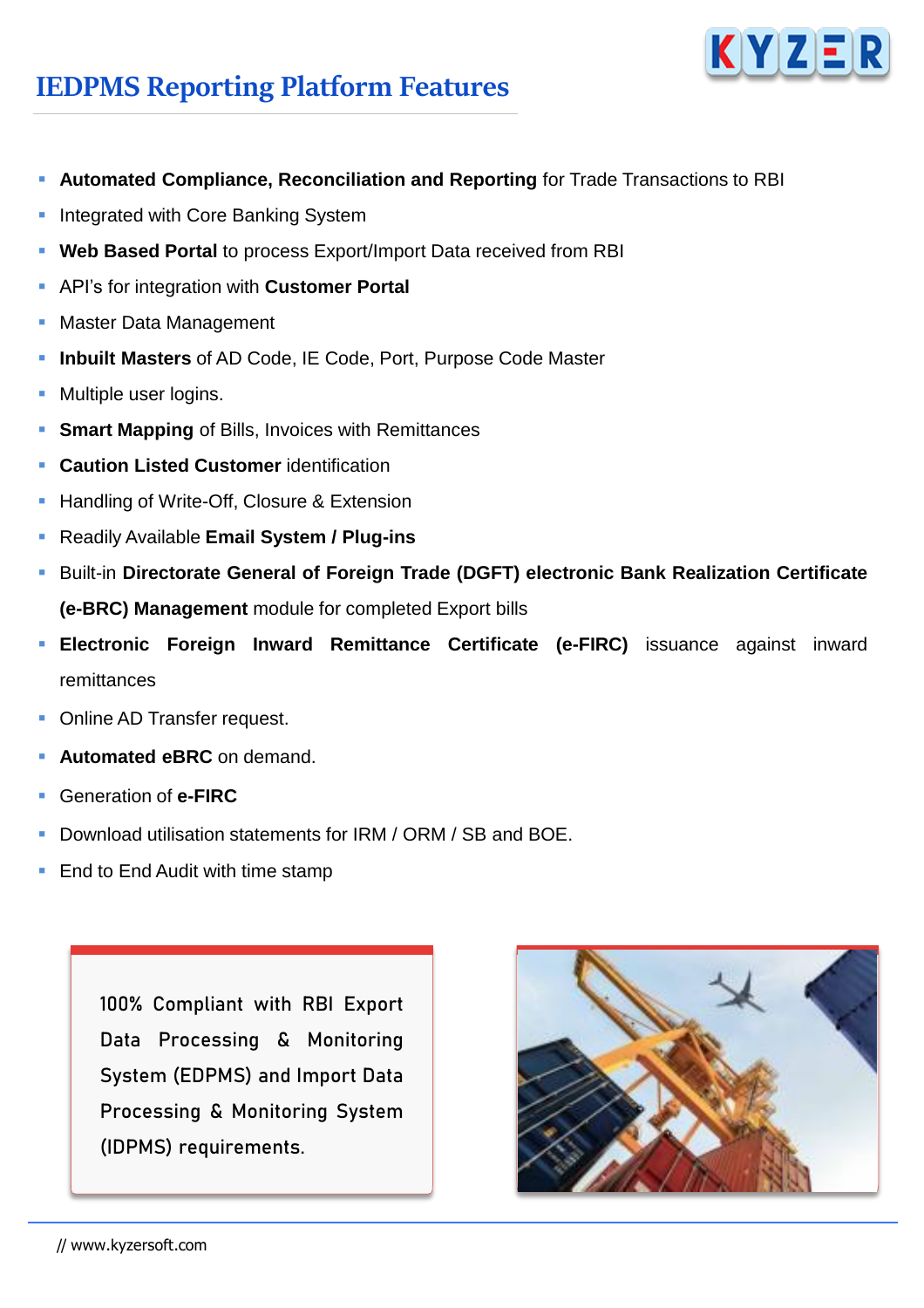# IEDPMS Reporting Platform Features

- **Automated Compliance, Reconciliation and Reporting** for Trade Transactions to RBI
- Integrated with Core Banking System
- **Web Based Portal** to process Export/Import Data received from RBI
- API's for integration with **Customer Portal**
- Master Data Management
- **Inbuilt Masters** of AD Code, IE Code, Port, Purpose Code Master
- Multiple user logins.
- **Smart Mapping** of Bills, Invoices with Remittances
- **Caution Listed Customer** identification
- Handling of Write-Off, Closure & Extension
- Readily Available **Email System / Plug-ins**
- Built-in **Directorate General of Foreign Trade (DGFT) electronic Bank Realization Certificate (e-BRC) Management** module for completed Export bills
- **Electronic Foreign Inward Remittance Certificate (e-FIRC)** issuance against inward remittances
- Online AD Transfer request.
- **Automated eBRC** on demand.
- Generation of **e-FIRC**
- Download utilisation statements for IRM / ORM / SB and BOE.
- End to End Audit with time stamp

100% Compliant with RBI Export Data Processing & Monitoring System (EDPMS) and Import Data Processing & Monitoring System (IDPMS) requirements.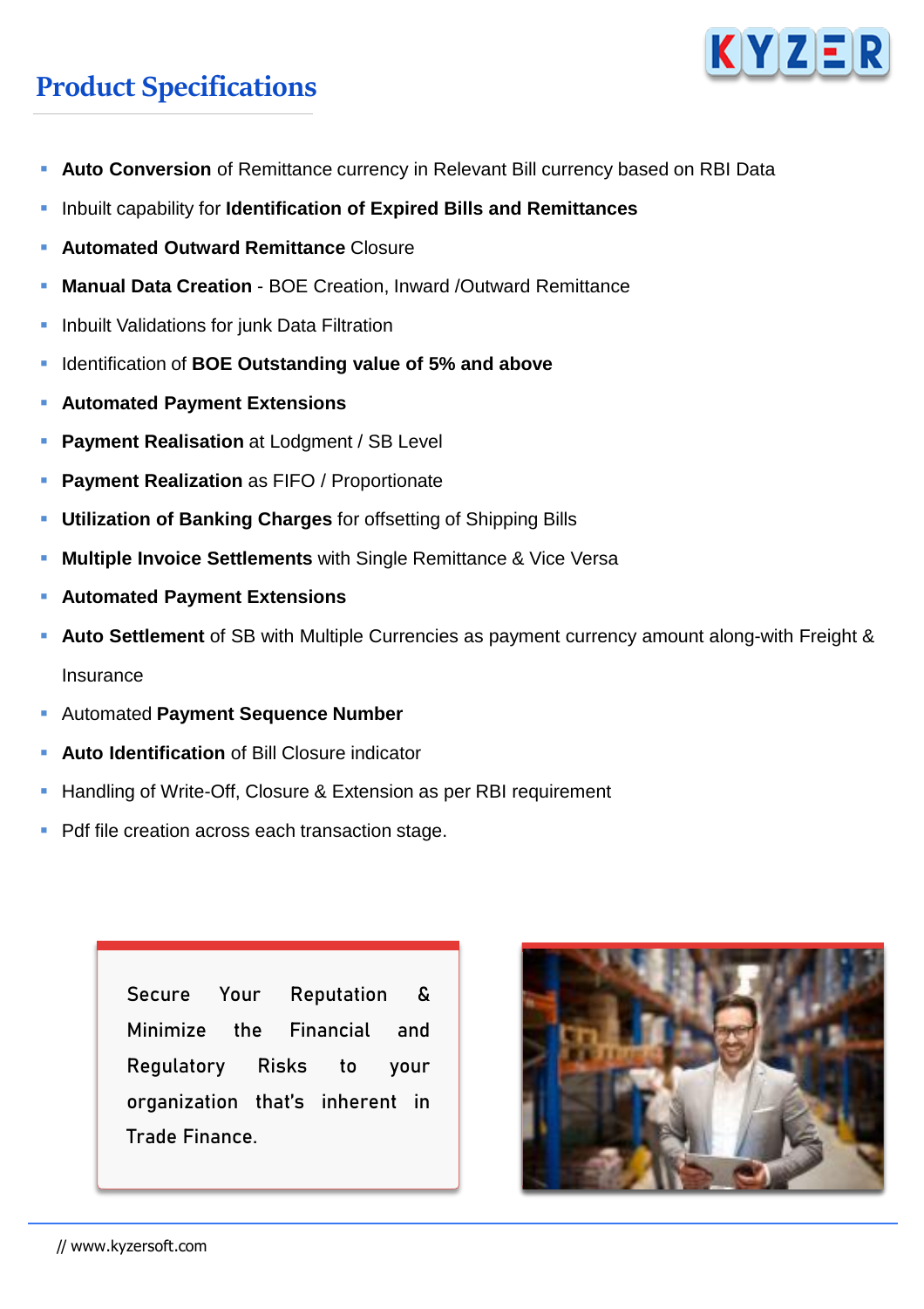## Product Specifications

- **Auto Conversion** of Remittance currency in Relevant Bill currency based on RBI Data
- Inbuilt capability for **Identification of Expired Bills and Remittances**
- **Automated Outward Remittance** Closure
- **Manual Data Creation** - BOE Creation, Inward /Outward Remittance
- Inbuilt Validations for junk Data Filtration
- Identification of **BOE Outstanding value of 5% and above**
- **Automated Payment Extensions**
- **Payment Realisation** at Lodgment / SB Level
- **Payment Realization** as FIFO / Proportionate
- **Utilization of Banking Charges** for offsetting of Shipping Bills
- **Multiple Invoice Settlements** with Single Remittance & Vice Versa
- **Automated Payment Extensions**
- **Auto Settlement** of SB with Multiple Currencies as payment currency amount along-with Freight & Insurance
- Automated **Payment Sequence Number**
- **Auto Identification** of Bill Closure indicator
- Handling of Write-Off, Closure & Extension as per RBI requirement
- Pdf file creation across each transaction stage.

Secure Your Reputation & Minimize the Financial and Regulatory Risks to your organization that's inherent in Trade Finance.

// www.kyzersoft.com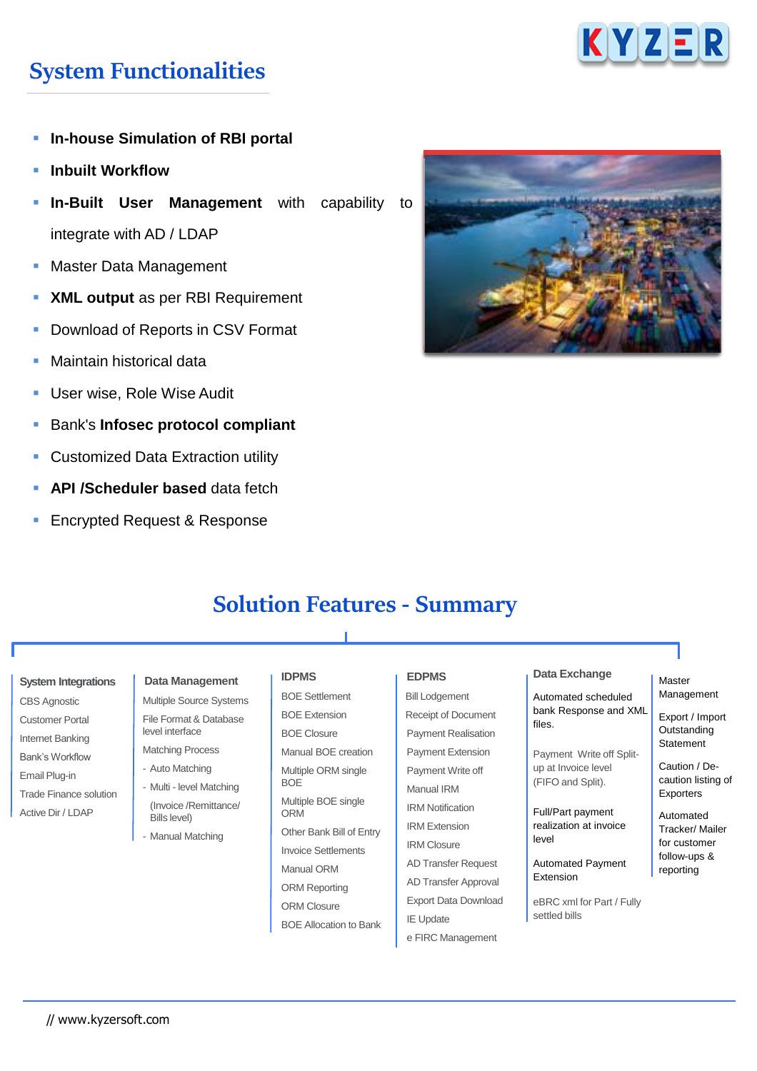# System Functionalities

- **In-house Simulation of RBI portal**
- **Inbuilt Workflow**
- **In-Built User Management** with capability to integrate with AD / LDAP
- Master Data Management
- **XML output** as per RBI Requirement
- Download of Reports in CSV Format
- Maintain historical data
- User wise, Role Wise Audit
- Bank's **Infosec protocol compliant**
- Customized Data Extraction utility
- **API /Scheduler based** data fetch
- Encrypted Request & Response

# Solution Features - Summary

### System Integrations
- CBS Agnostic
- Customer Portal
- Internet Banking
- Bank's Workflow
- Email Plug-in
- Trade Finance solution
- Active Dir / LDAP

### Data Management
- Multiple Source Systems
- File Format & Database level interface
- Matching Process
  - Auto Matching
  - Multi - level Matching (Invoice /Remittance/ Bills level)
  - Manual Matching

### IDPMS
- BOE Settlement
- BOE Extension
- BOE Closure
- Manual BOE creation
- Multiple ORM single BOE
- Multiple BOE single ORM
- Other Bank Bill of Entry
- Invoice Settlements
- Manual ORM
- ORM Reporting
- ORM Closure
- BOE Allocation to Bank

### EDPMS
- Bill Lodgement
- Receipt of Document
- Payment Realisation
- Payment Extension
- Payment Write off
- Manual IRM
- IRM Notification
- IRM Extension
- IRM Closure
- AD Transfer Request
- AD Transfer Approval
- Export Data Download
- IE Update
- e FIRC Management

### Data Exchange
- Automated scheduled bank Response and XML files.
- Payment Write off Split-up at Invoice level (FIFO and Split).
- Full/Part payment realization at invoice level
- Automated Payment Extension
- eBRC xml for Part / Fully settled bills

### Master Management
- Export / Import Outstanding Statement
- Caution / De-caution listing of Exporters
- Automated Tracker/ Mailer for customer follow-ups & reporting

// www.kyzersoft.com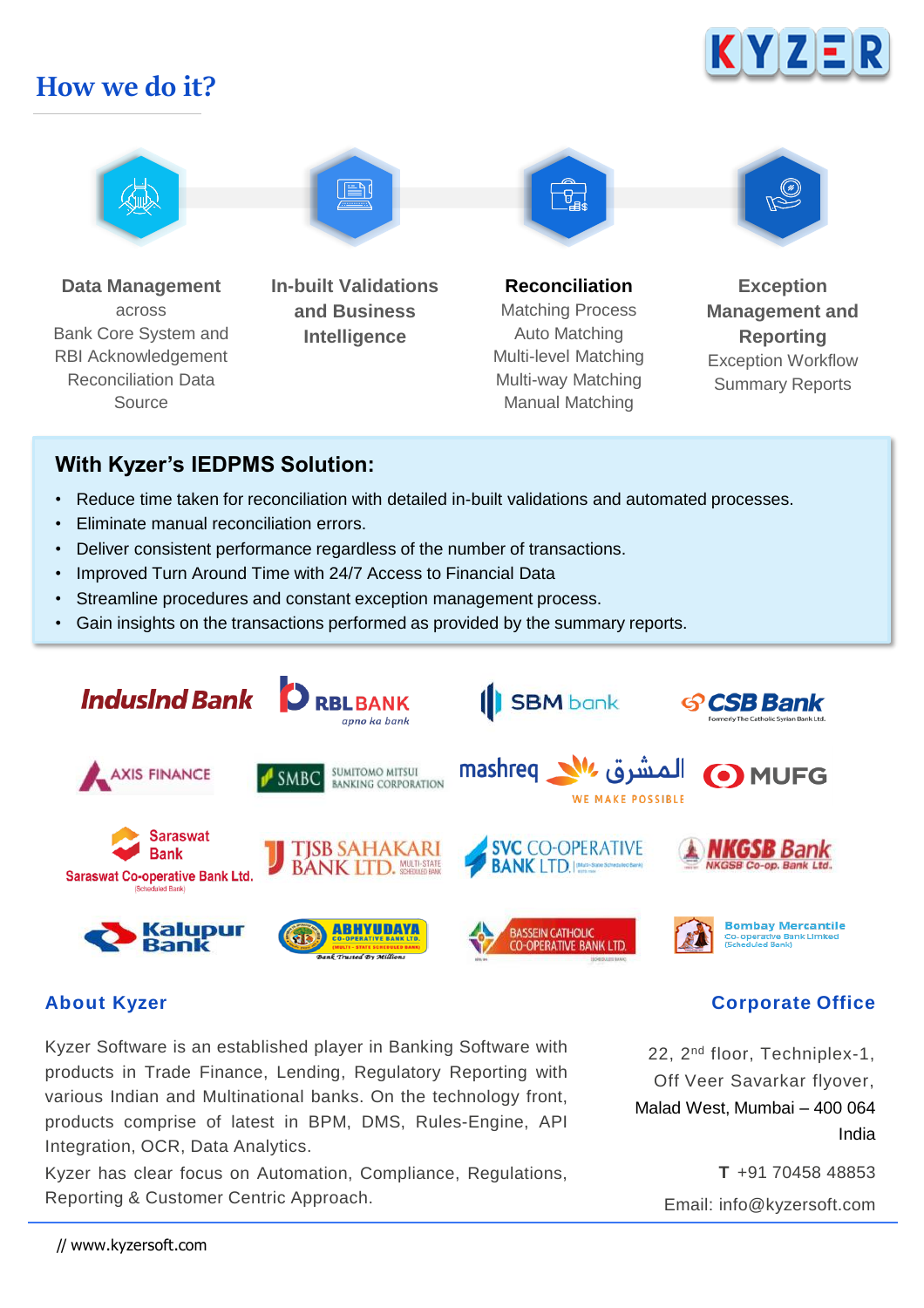# How we do it?

**Data Management** across Bank Core System and RBI Acknowledgement Reconciliation Data Source

**In-built Validations and Business Intelligence**

**Reconciliation**
Matching Process
Auto Matching
Multi-level Matching
Multi-way Matching
Manual Matching

**Exception Management and Reporting**
Exception Workflow
Summary Reports

## With Kyzer's IEDPMS Solution:

- Reduce time taken for reconciliation with detailed in-built validations and automated processes.
- Eliminate manual reconciliation errors.
- Deliver consistent performance regardless of the number of transactions.
- Improved Turn Around Time with 24/7 Access to Financial Data
- Streamline procedures and constant exception management process.
- Gain insights on the transactions performed as provided by the summary reports.

IndusInd Bank | RBL BANK apno ka bank | SBM bank | CSB Bank Formerly The Catholic Syrian Bank Ltd.
AXIS FINANCE | SMBC SUMITOMO MITSUI BANKING CORPORATION | mashreq المشرق WE MAKE POSSIBLE | MUFG
Saraswat Bank Saraswat Co-operative Bank Ltd. (Scheduled Bank) | TJSB SAHAKARI BANK LTD. MULTI-STATE SCHEDULED BANK | SVC CO-OPERATIVE BANK LTD. | NKGSB Bank NKGSB Co-op. Bank Ltd.
Kalupur Bank | ABHYUDAYA CO-OPERATIVE BANK LTD. Bank Trusted By Millions | BASSEIN CATHOLIC CO-OPERATIVE BANK LTD. | Bombay Mercantile Co-operative Bank Limited (Scheduled Bank)

## About Kyzer

Kyzer Software is an established player in Banking Software with products in Trade Finance, Lending, Regulatory Reporting with various Indian and Multinational banks. On the technology front, products comprise of latest in BPM, DMS, Rules-Engine, API Integration, OCR, Data Analytics.

Kyzer has clear focus on Automation, Compliance, Regulations, Reporting & Customer Centric Approach.

## Corporate Office

22, 2nd floor, Techniplex-1,
Off Veer Savarkar flyover,
Malad West, Mumbai – 400 064
India

**T** +91 70458 48853

Email: info@kyzersoft.com

// www.kyzersoft.com